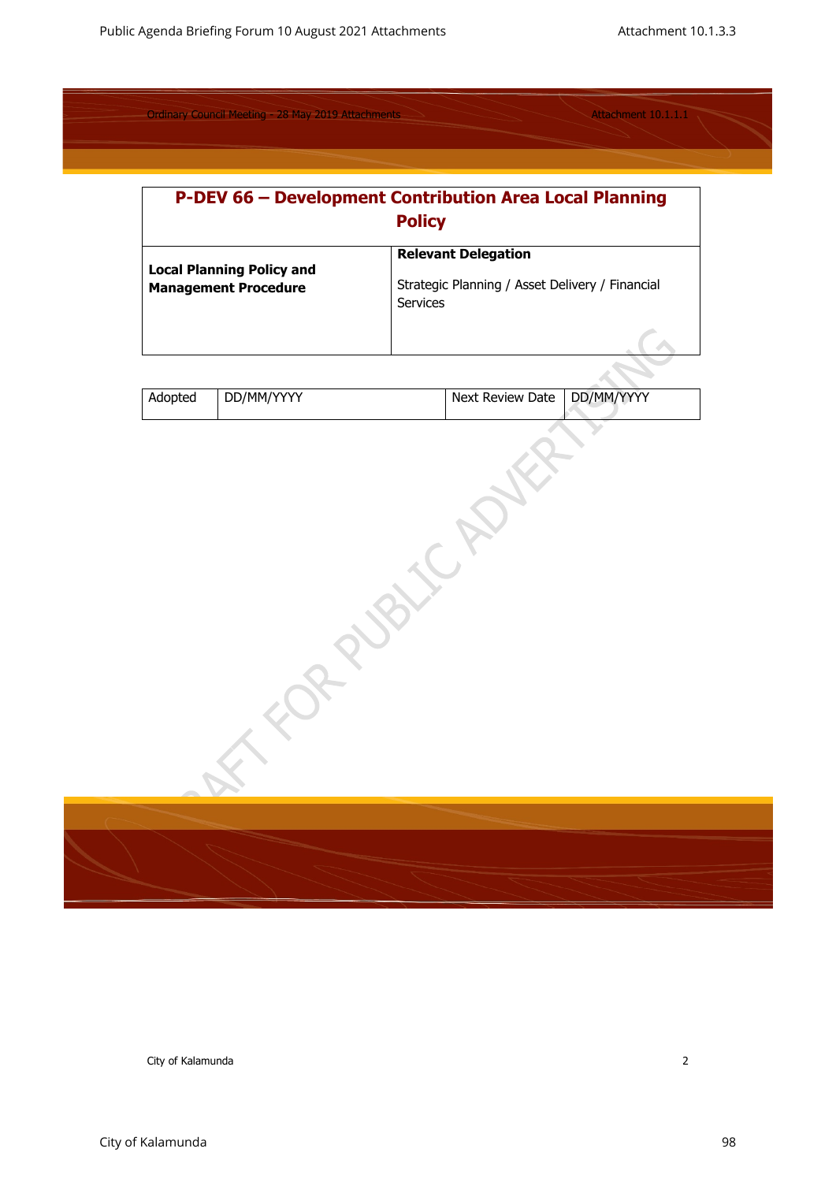# P-DEV 66 – Development Contribution Area Local Planning Policy

| **Local Planning Policy and Management Procedure** | **Relevant Delegation**<br><br>Strategic Planning / Asset Delivery / Financial Services |
|---|---|

| Adopted | DD/MM/YYYY | Next Review Date | DD/MM/YYYY |
|---|---|---|---|

DRAFT FOR PUBLIC ADVERTISING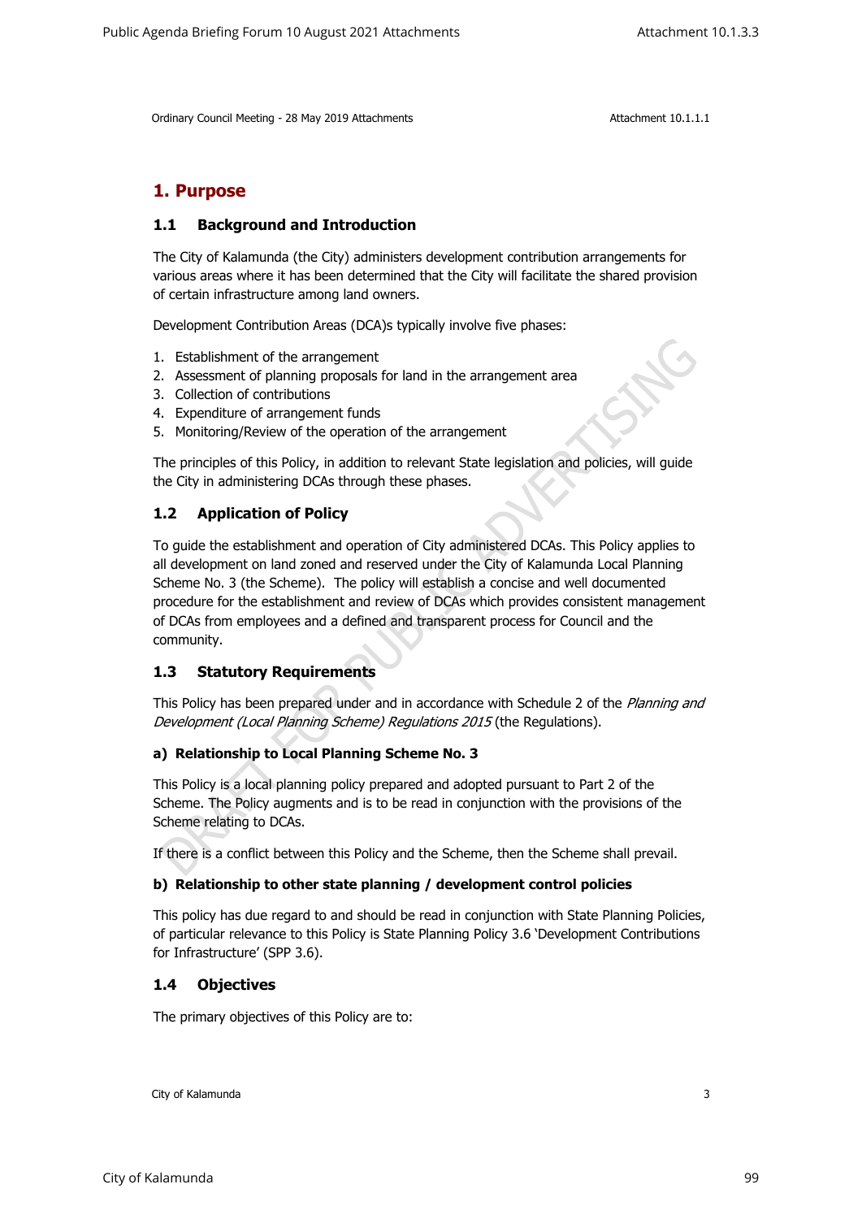# 1. Purpose

## 1.1 Background and Introduction

The City of Kalamunda (the City) administers development contribution arrangements for various areas where it has been determined that the City will facilitate the shared provision of certain infrastructure among land owners.

Development Contribution Areas (DCA)s typically involve five phases:

1. Establishment of the arrangement
2. Assessment of planning proposals for land in the arrangement area
3. Collection of contributions
4. Expenditure of arrangement funds
5. Monitoring/Review of the operation of the arrangement

The principles of this Policy, in addition to relevant State legislation and policies, will guide the City in administering DCAs through these phases.

## 1.2 Application of Policy

To guide the establishment and operation of City administered DCAs. This Policy applies to all development on land zoned and reserved under the City of Kalamunda Local Planning Scheme No. 3 (the Scheme). The policy will establish a concise and well documented procedure for the establishment and review of DCAs which provides consistent management of DCAs from employees and a defined and transparent process for Council and the community.

## 1.3 Statutory Requirements

This Policy has been prepared under and in accordance with Schedule 2 of the *Planning and Development (Local Planning Scheme) Regulations 2015* (the Regulations).

### a) Relationship to Local Planning Scheme No. 3

This Policy is a local planning policy prepared and adopted pursuant to Part 2 of the Scheme. The Policy augments and is to be read in conjunction with the provisions of the Scheme relating to DCAs.

If there is a conflict between this Policy and the Scheme, then the Scheme shall prevail.

### b) Relationship to other state planning / development control policies

This policy has due regard to and should be read in conjunction with State Planning Policies, of particular relevance to this Policy is State Planning Policy 3.6 'Development Contributions for Infrastructure' (SPP 3.6).

## 1.4 Objectives

The primary objectives of this Policy are to: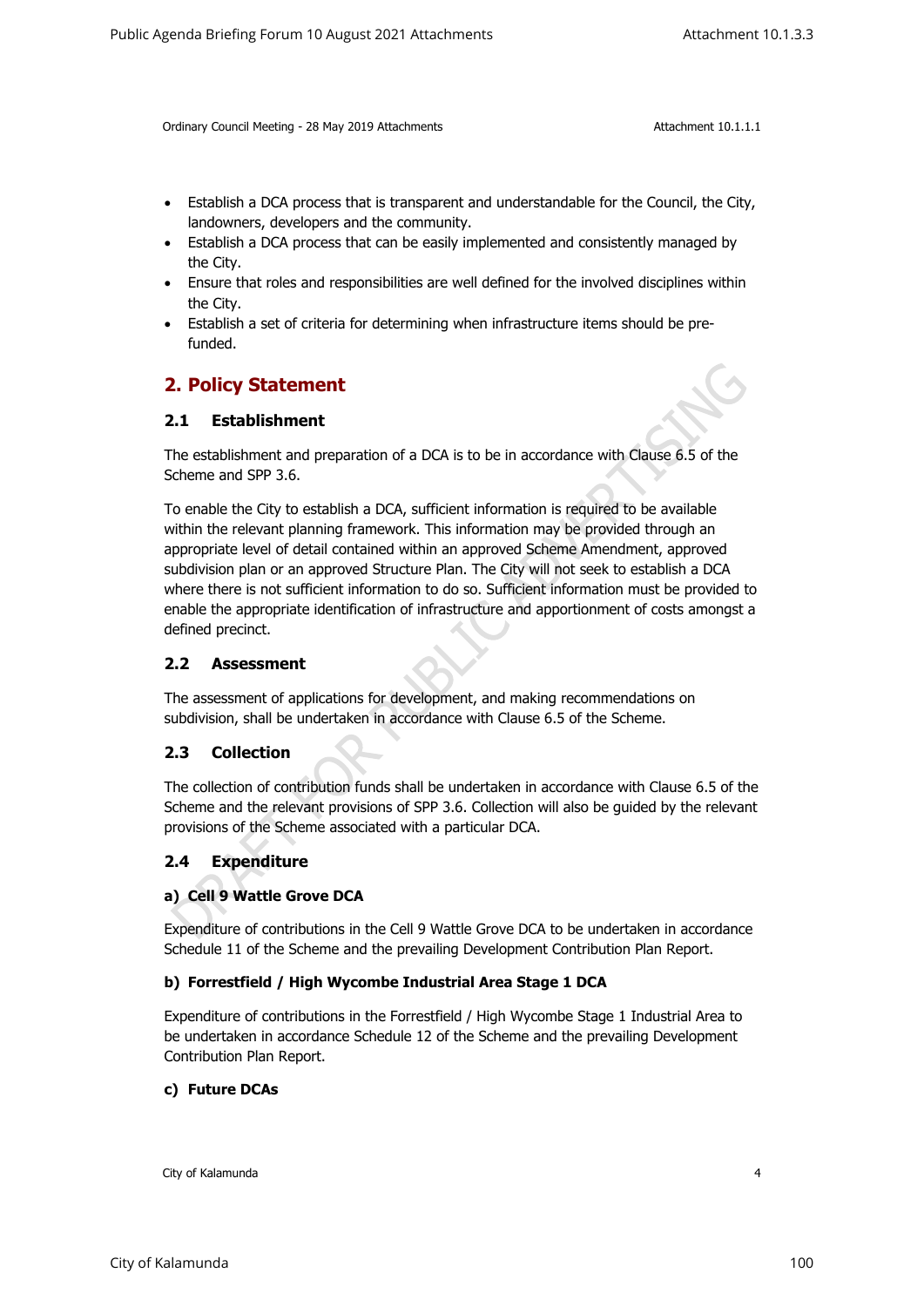- Establish a DCA process that is transparent and understandable for the Council, the City, landowners, developers and the community.
- Establish a DCA process that can be easily implemented and consistently managed by the City.
- Ensure that roles and responsibilities are well defined for the involved disciplines within the City.
- Establish a set of criteria for determining when infrastructure items should be pre-funded.

## 2. Policy Statement

### 2.1 Establishment

The establishment and preparation of a DCA is to be in accordance with Clause 6.5 of the Scheme and SPP 3.6.

To enable the City to establish a DCA, sufficient information is required to be available within the relevant planning framework. This information may be provided through an appropriate level of detail contained within an approved Scheme Amendment, approved subdivision plan or an approved Structure Plan. The City will not seek to establish a DCA where there is not sufficient information to do so. Sufficient information must be provided to enable the appropriate identification of infrastructure and apportionment of costs amongst a defined precinct.

### 2.2 Assessment

The assessment of applications for development, and making recommendations on subdivision, shall be undertaken in accordance with Clause 6.5 of the Scheme.

### 2.3 Collection

The collection of contribution funds shall be undertaken in accordance with Clause 6.5 of the Scheme and the relevant provisions of SPP 3.6. Collection will also be guided by the relevant provisions of the Scheme associated with a particular DCA.

### 2.4 Expenditure

**a) Cell 9 Wattle Grove DCA**

Expenditure of contributions in the Cell 9 Wattle Grove DCA to be undertaken in accordance Schedule 11 of the Scheme and the prevailing Development Contribution Plan Report.

**b) Forrestfield / High Wycombe Industrial Area Stage 1 DCA**

Expenditure of contributions in the Forrestfield / High Wycombe Stage 1 Industrial Area to be undertaken in accordance Schedule 12 of the Scheme and the prevailing Development Contribution Plan Report.

**c) Future DCAs**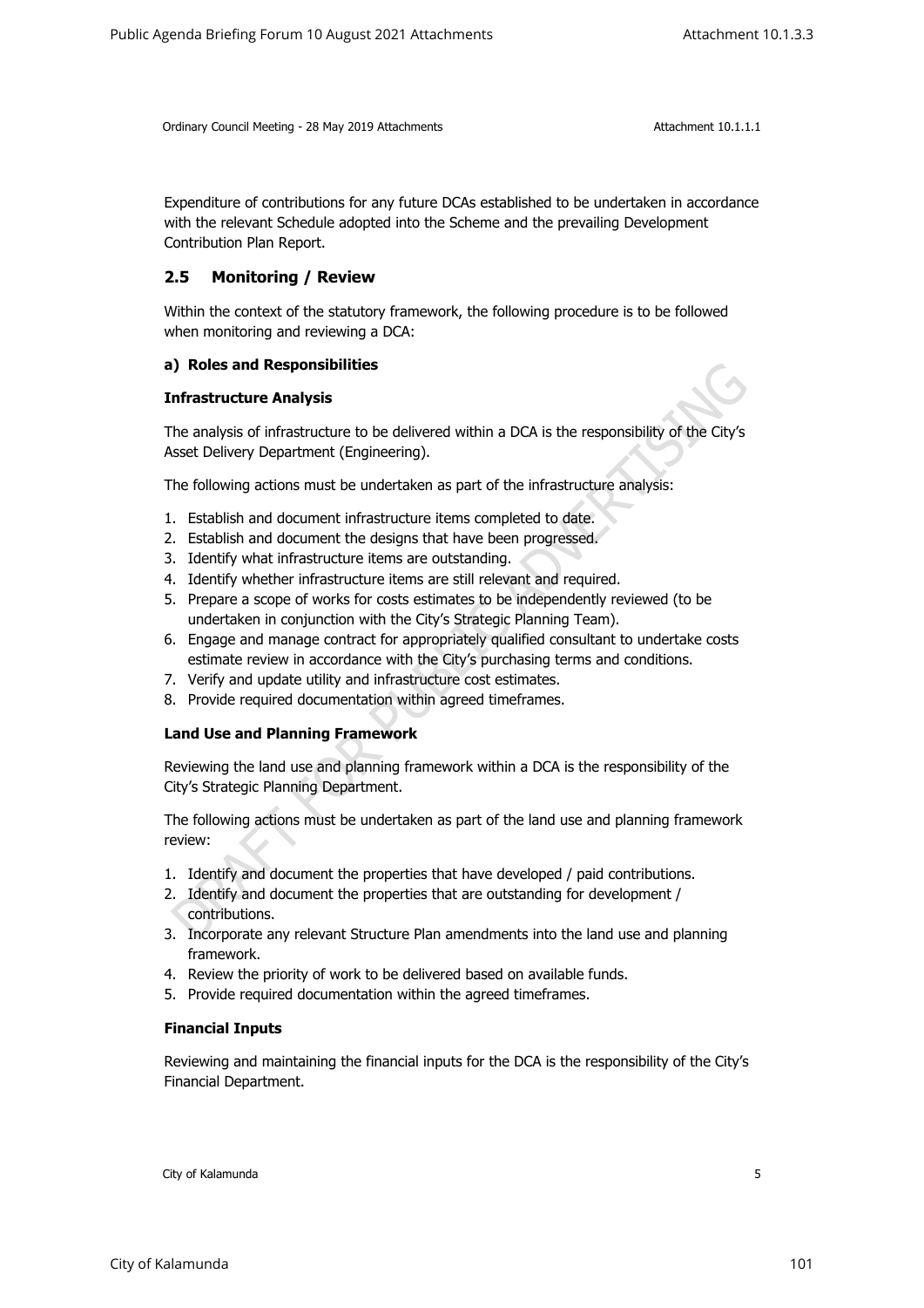Expenditure of contributions for any future DCAs established to be undertaken in accordance with the relevant Schedule adopted into the Scheme and the prevailing Development Contribution Plan Report.

## 2.5 Monitoring / Review

Within the context of the statutory framework, the following procedure is to be followed when monitoring and reviewing a DCA:

**a) Roles and Responsibilities**

**Infrastructure Analysis**

The analysis of infrastructure to be delivered within a DCA is the responsibility of the City's Asset Delivery Department (Engineering).

The following actions must be undertaken as part of the infrastructure analysis:

1. Establish and document infrastructure items completed to date.
2. Establish and document the designs that have been progressed.
3. Identify what infrastructure items are outstanding.
4. Identify whether infrastructure items are still relevant and required.
5. Prepare a scope of works for costs estimates to be independently reviewed (to be undertaken in conjunction with the City's Strategic Planning Team).
6. Engage and manage contract for appropriately qualified consultant to undertake costs estimate review in accordance with the City's purchasing terms and conditions.
7. Verify and update utility and infrastructure cost estimates.
8. Provide required documentation within agreed timeframes.

**Land Use and Planning Framework**

Reviewing the land use and planning framework within a DCA is the responsibility of the City's Strategic Planning Department.

The following actions must be undertaken as part of the land use and planning framework review:

1. Identify and document the properties that have developed / paid contributions.
2. Identify and document the properties that are outstanding for development / contributions.
3. Incorporate any relevant Structure Plan amendments into the land use and planning framework.
4. Review the priority of work to be delivered based on available funds.
5. Provide required documentation within the agreed timeframes.

**Financial Inputs**

Reviewing and maintaining the financial inputs for the DCA is the responsibility of the City's Financial Department.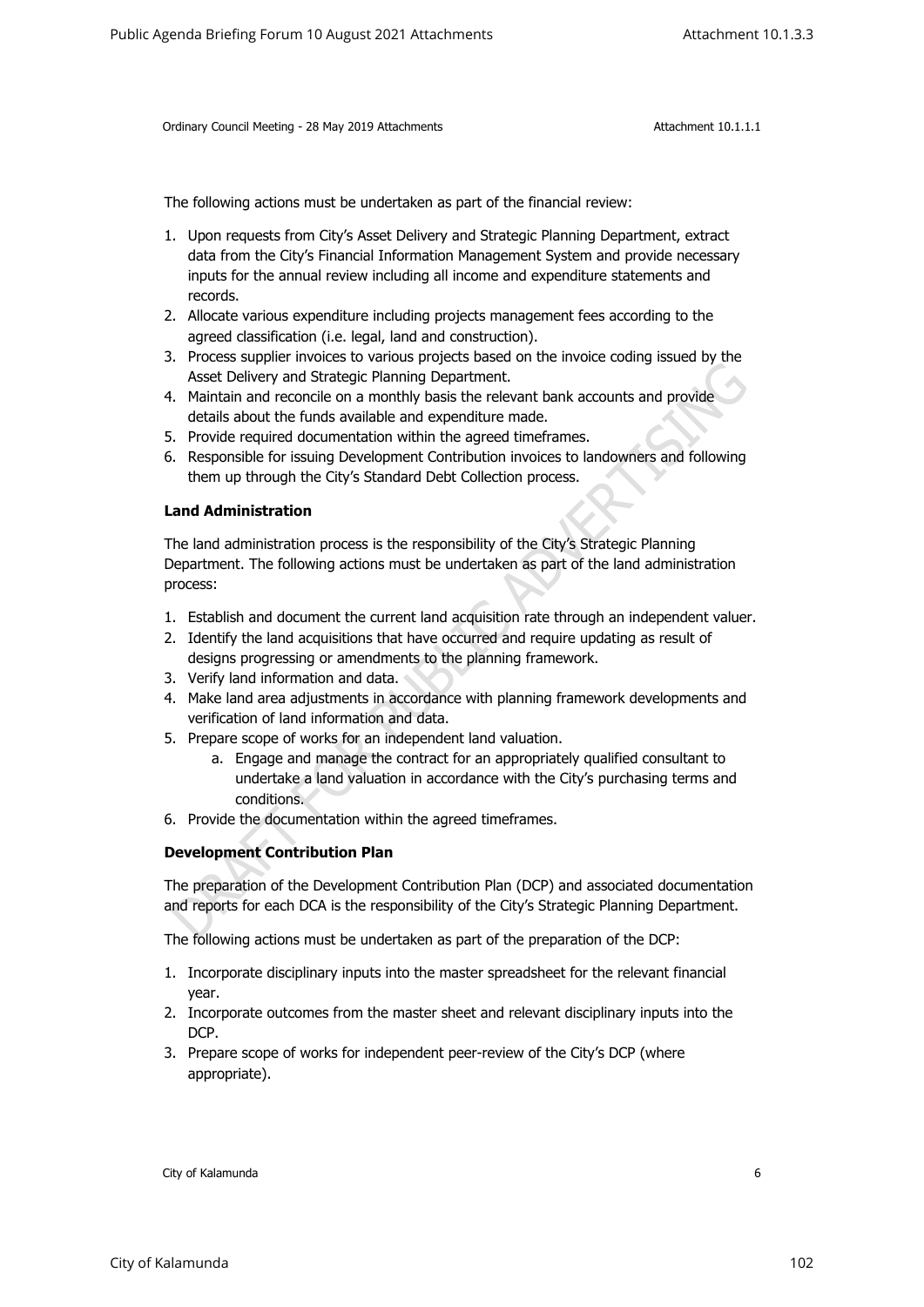The following actions must be undertaken as part of the financial review:

1. Upon requests from City's Asset Delivery and Strategic Planning Department, extract data from the City's Financial Information Management System and provide necessary inputs for the annual review including all income and expenditure statements and records.
2. Allocate various expenditure including projects management fees according to the agreed classification (i.e. legal, land and construction).
3. Process supplier invoices to various projects based on the invoice coding issued by the Asset Delivery and Strategic Planning Department.
4. Maintain and reconcile on a monthly basis the relevant bank accounts and provide details about the funds available and expenditure made.
5. Provide required documentation within the agreed timeframes.
6. Responsible for issuing Development Contribution invoices to landowners and following them up through the City's Standard Debt Collection process.

**Land Administration**

The land administration process is the responsibility of the City's Strategic Planning Department. The following actions must be undertaken as part of the land administration process:

1. Establish and document the current land acquisition rate through an independent valuer.
2. Identify the land acquisitions that have occurred and require updating as result of designs progressing or amendments to the planning framework.
3. Verify land information and data.
4. Make land area adjustments in accordance with planning framework developments and verification of land information and data.
5. Prepare scope of works for an independent land valuation.
    a. Engage and manage the contract for an appropriately qualified consultant to undertake a land valuation in accordance with the City's purchasing terms and conditions.
6. Provide the documentation within the agreed timeframes.

**Development Contribution Plan**

The preparation of the Development Contribution Plan (DCP) and associated documentation and reports for each DCA is the responsibility of the City's Strategic Planning Department.

The following actions must be undertaken as part of the preparation of the DCP:

1. Incorporate disciplinary inputs into the master spreadsheet for the relevant financial year.
2. Incorporate outcomes from the master sheet and relevant disciplinary inputs into the DCP.
3. Prepare scope of works for independent peer-review of the City's DCP (where appropriate).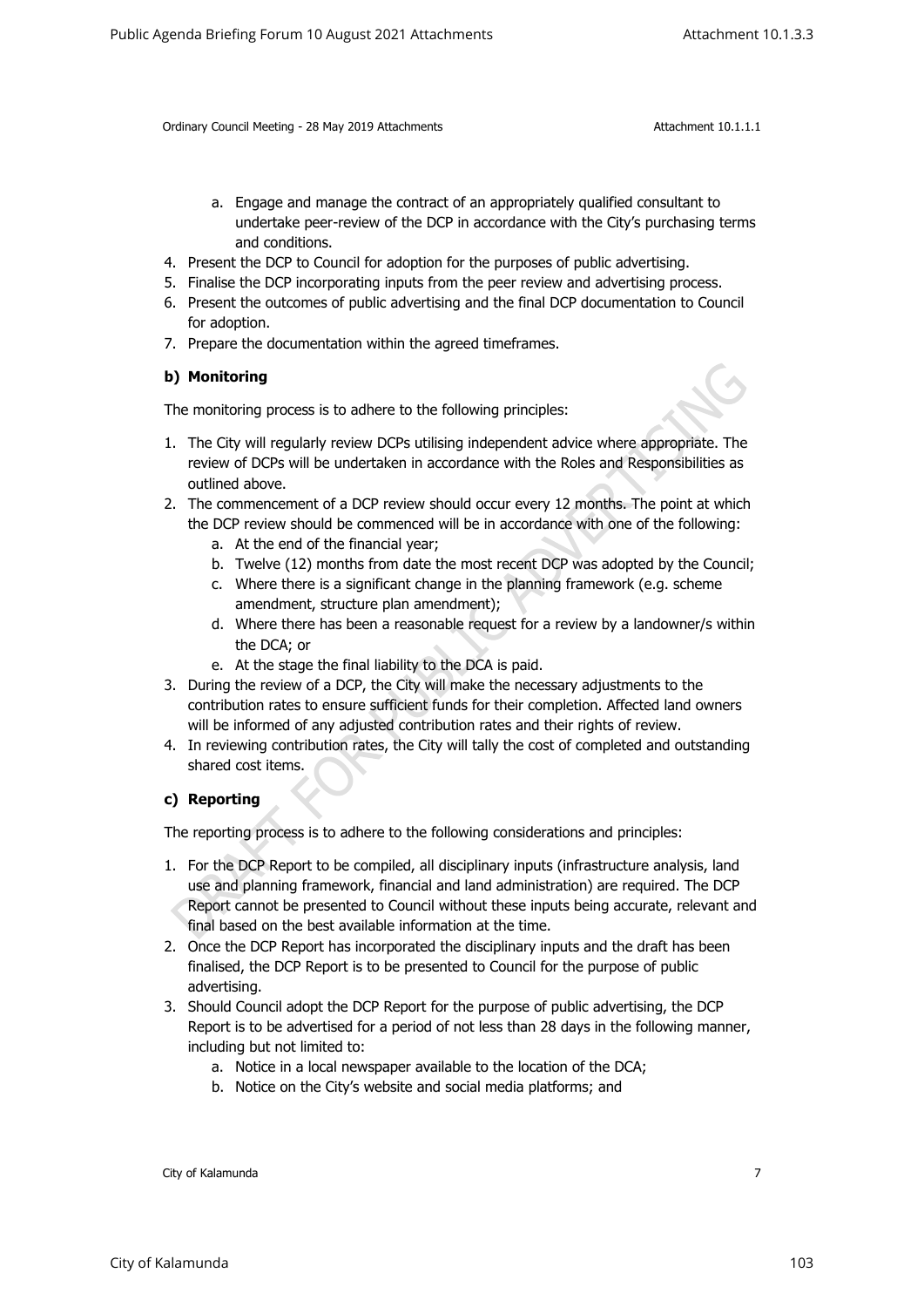a. Engage and manage the contract of an appropriately qualified consultant to undertake peer-review of the DCP in accordance with the City's purchasing terms and conditions.

4. Present the DCP to Council for adoption for the purposes of public advertising.
5. Finalise the DCP incorporating inputs from the peer review and advertising process.
6. Present the outcomes of public advertising and the final DCP documentation to Council for adoption.
7. Prepare the documentation within the agreed timeframes.

**b) Monitoring**

The monitoring process is to adhere to the following principles:

1. The City will regularly review DCPs utilising independent advice where appropriate. The review of DCPs will be undertaken in accordance with the Roles and Responsibilities as outlined above.
2. The commencement of a DCP review should occur every 12 months. The point at which the DCP review should be commenced will be in accordance with one of the following:
   a. At the end of the financial year;
   b. Twelve (12) months from date the most recent DCP was adopted by the Council;
   c. Where there is a significant change in the planning framework (e.g. scheme amendment, structure plan amendment);
   d. Where there has been a reasonable request for a review by a landowner/s within the DCA; or
   e. At the stage the final liability to the DCA is paid.
3. During the review of a DCP, the City will make the necessary adjustments to the contribution rates to ensure sufficient funds for their completion. Affected land owners will be informed of any adjusted contribution rates and their rights of review.
4. In reviewing contribution rates, the City will tally the cost of completed and outstanding shared cost items.

**c) Reporting**

The reporting process is to adhere to the following considerations and principles:

1. For the DCP Report to be compiled, all disciplinary inputs (infrastructure analysis, land use and planning framework, financial and land administration) are required. The DCP Report cannot be presented to Council without these inputs being accurate, relevant and final based on the best available information at the time.
2. Once the DCP Report has incorporated the disciplinary inputs and the draft has been finalised, the DCP Report is to be presented to Council for the purpose of public advertising.
3. Should Council adopt the DCP Report for the purpose of public advertising, the DCP Report is to be advertised for a period of not less than 28 days in the following manner, including but not limited to:
   a. Notice in a local newspaper available to the location of the DCA;
   b. Notice on the City's website and social media platforms; and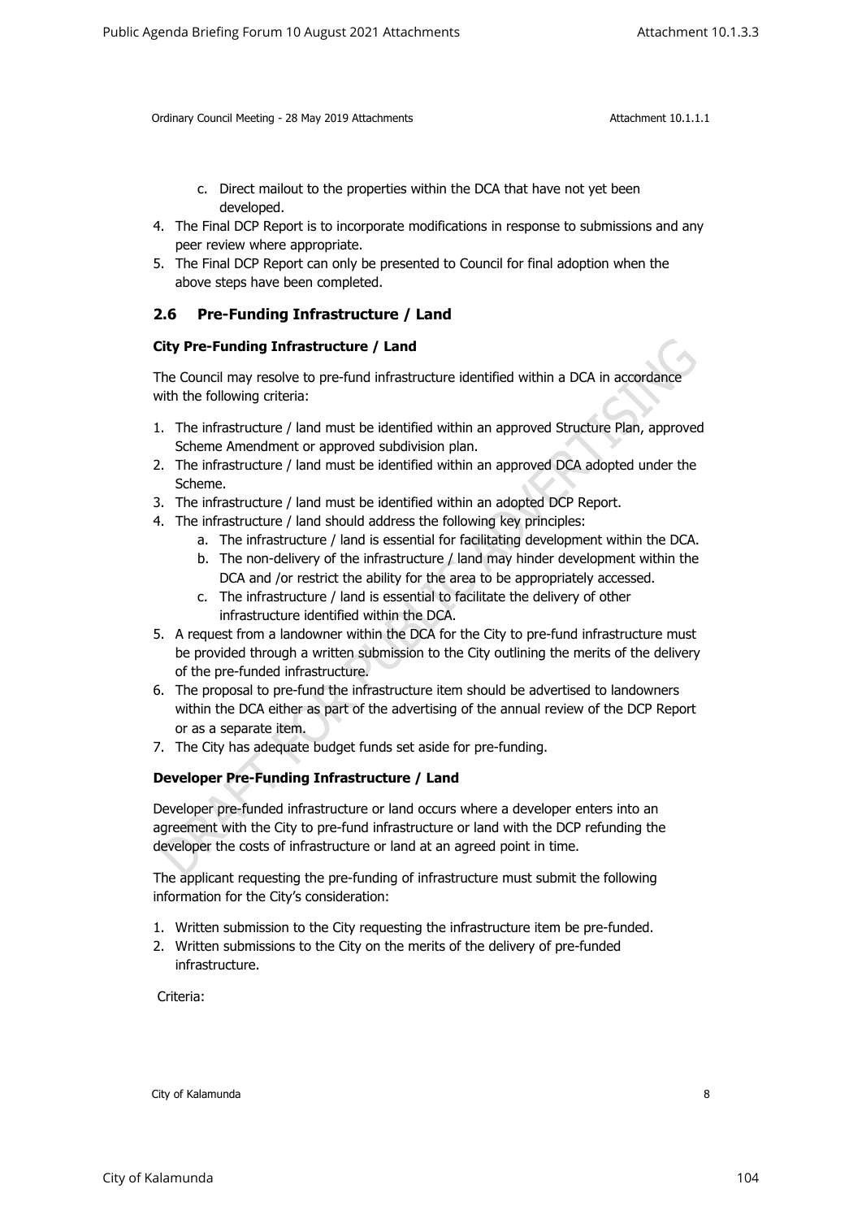c. Direct mailout to the properties within the DCA that have not yet been developed.
4. The Final DCP Report is to incorporate modifications in response to submissions and any peer review where appropriate.
5. The Final DCP Report can only be presented to Council for final adoption when the above steps have been completed.

## 2.6 Pre-Funding Infrastructure / Land

**City Pre-Funding Infrastructure / Land**

The Council may resolve to pre-fund infrastructure identified within a DCA in accordance with the following criteria:

1. The infrastructure / land must be identified within an approved Structure Plan, approved Scheme Amendment or approved subdivision plan.
2. The infrastructure / land must be identified within an approved DCA adopted under the Scheme.
3. The infrastructure / land must be identified within an adopted DCP Report.
4. The infrastructure / land should address the following key principles:
   a. The infrastructure / land is essential for facilitating development within the DCA.
   b. The non-delivery of the infrastructure / land may hinder development within the DCA and /or restrict the ability for the area to be appropriately accessed.
   c. The infrastructure / land is essential to facilitate the delivery of other infrastructure identified within the DCA.
5. A request from a landowner within the DCA for the City to pre-fund infrastructure must be provided through a written submission to the City outlining the merits of the delivery of the pre-funded infrastructure.
6. The proposal to pre-fund the infrastructure item should be advertised to landowners within the DCA either as part of the advertising of the annual review of the DCP Report or as a separate item.
7. The City has adequate budget funds set aside for pre-funding.

**Developer Pre-Funding Infrastructure / Land**

Developer pre-funded infrastructure or land occurs where a developer enters into an agreement with the City to pre-fund infrastructure or land with the DCP refunding the developer the costs of infrastructure or land at an agreed point in time.

The applicant requesting the pre-funding of infrastructure must submit the following information for the City's consideration:

1. Written submission to the City requesting the infrastructure item be pre-funded.
2. Written submissions to the City on the merits of the delivery of pre-funded infrastructure.

Criteria: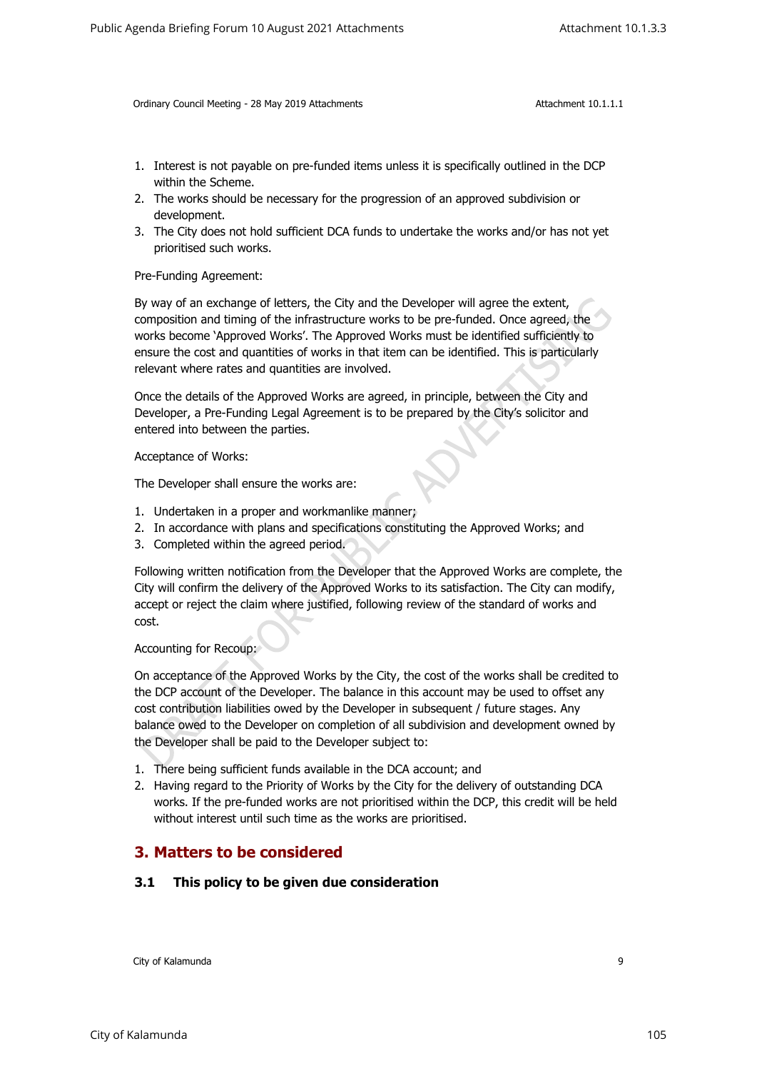1. Interest is not payable on pre-funded items unless it is specifically outlined in the DCP within the Scheme.
2. The works should be necessary for the progression of an approved subdivision or development.
3. The City does not hold sufficient DCA funds to undertake the works and/or has not yet prioritised such works.

Pre-Funding Agreement:

By way of an exchange of letters, the City and the Developer will agree the extent, composition and timing of the infrastructure works to be pre-funded. Once agreed, the works become 'Approved Works'. The Approved Works must be identified sufficiently to ensure the cost and quantities of works in that item can be identified. This is particularly relevant where rates and quantities are involved.

Once the details of the Approved Works are agreed, in principle, between the City and Developer, a Pre-Funding Legal Agreement is to be prepared by the City's solicitor and entered into between the parties.

Acceptance of Works:

The Developer shall ensure the works are:

1. Undertaken in a proper and workmanlike manner;
2. In accordance with plans and specifications constituting the Approved Works; and
3. Completed within the agreed period.

Following written notification from the Developer that the Approved Works are complete, the City will confirm the delivery of the Approved Works to its satisfaction. The City can modify, accept or reject the claim where justified, following review of the standard of works and cost.

Accounting for Recoup:

On acceptance of the Approved Works by the City, the cost of the works shall be credited to the DCP account of the Developer. The balance in this account may be used to offset any cost contribution liabilities owed by the Developer in subsequent / future stages. Any balance owed to the Developer on completion of all subdivision and development owned by the Developer shall be paid to the Developer subject to:

1. There being sufficient funds available in the DCA account; and
2. Having regard to the Priority of Works by the City for the delivery of outstanding DCA works. If the pre-funded works are not prioritised within the DCP, this credit will be held without interest until such time as the works are prioritised.

## 3. Matters to be considered

### 3.1 This policy to be given due consideration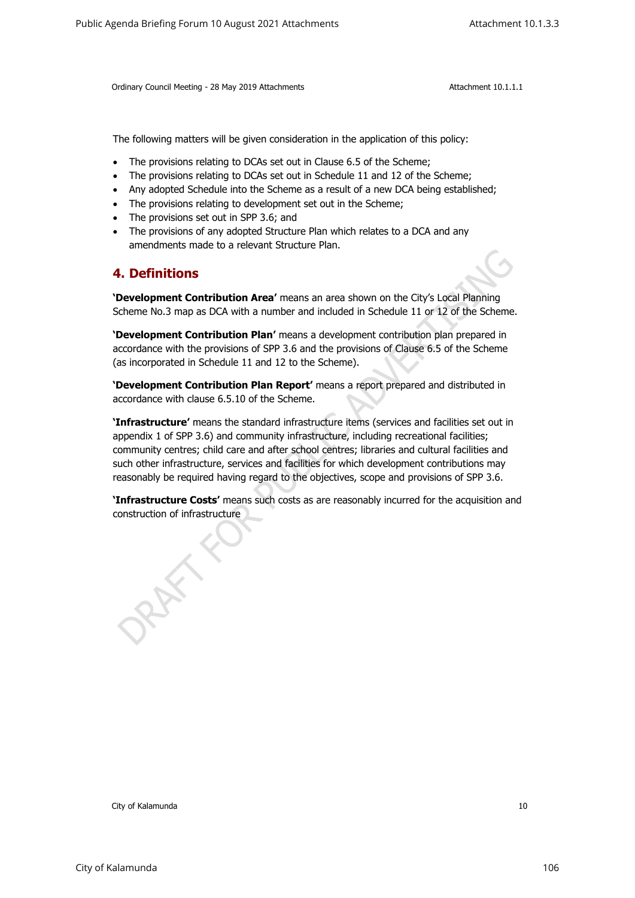The following matters will be given consideration in the application of this policy:

- The provisions relating to DCAs set out in Clause 6.5 of the Scheme;
- The provisions relating to DCAs set out in Schedule 11 and 12 of the Scheme;
- Any adopted Schedule into the Scheme as a result of a new DCA being established;
- The provisions relating to development set out in the Scheme;
- The provisions set out in SPP 3.6; and
- The provisions of any adopted Structure Plan which relates to a DCA and any amendments made to a relevant Structure Plan.

## 4. Definitions

**'Development Contribution Area'** means an area shown on the City's Local Planning Scheme No.3 map as DCA with a number and included in Schedule 11 or 12 of the Scheme.

**'Development Contribution Plan'** means a development contribution plan prepared in accordance with the provisions of SPP 3.6 and the provisions of Clause 6.5 of the Scheme (as incorporated in Schedule 11 and 12 to the Scheme).

**'Development Contribution Plan Report'** means a report prepared and distributed in accordance with clause 6.5.10 of the Scheme.

**'Infrastructure'** means the standard infrastructure items (services and facilities set out in appendix 1 of SPP 3.6) and community infrastructure, including recreational facilities; community centres; child care and after school centres; libraries and cultural facilities and such other infrastructure, services and facilities for which development contributions may reasonably be required having regard to the objectives, scope and provisions of SPP 3.6.

**'Infrastructure Costs'** means such costs as are reasonably incurred for the acquisition and construction of infrastructure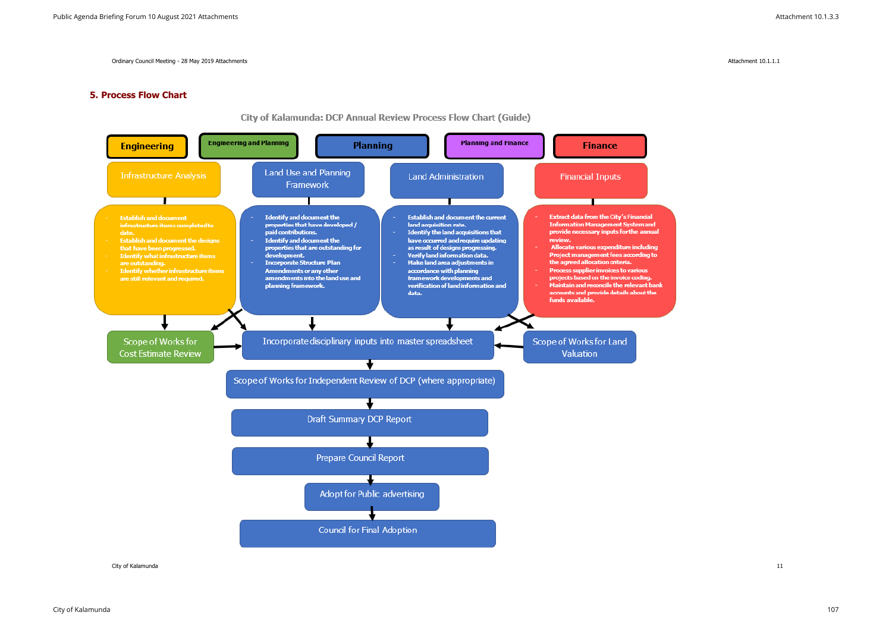## 5. Process Flow Chart

City of Kalamunda: DCP Annual Review Process Flow Chart (Guide)

Engineering

Engineering and Planning

Planning

Planning and Finance

Finance

Infrastructure Analysis

- Establish and document infrastructure items completed to date.
- Establish and document the designs that have been progressed.
- Identify what infrastructure items are outstanding.
- Identify whether infrastructure items are still relevant and required.

Land Use and Planning Framework

- Identify and document the properties that have developed / paid contributions.
- Identify and document the properties that are outstanding for development.
- Incorporate Structure Plan Amendments or any other amendments into the land use and planning framework.

Land Administration

- Establish and document the current land acquisition rate.
- Identify the land acquisitions that have occurred and require updating as result of designs progressing.
- Verify land information data.
- Make land area adjustments in accordance with planning framework developments and verification of land information and data.

Financial Inputs

- Extract data from the City's Financial Information Management System and provide necessary inputs for the annual review.
- Allocate various expenditure including Project management fees according to the agreed allocation criteria.
- Process supplier invoices to various projects based on the invoice coding.
- Maintain and reconcile the relevant bank accounts and provide details about the funds available.

Scope of Works for Cost Estimate Review

Incorporate disciplinary inputs into master spreadsheet

Scope of Works for Land Valuation

Scope of Works for Independent Review of DCP (where appropriate)

Draft Summary DCP Report

Prepare Council Report

Adopt for Public advertising

Council for Final Adoption